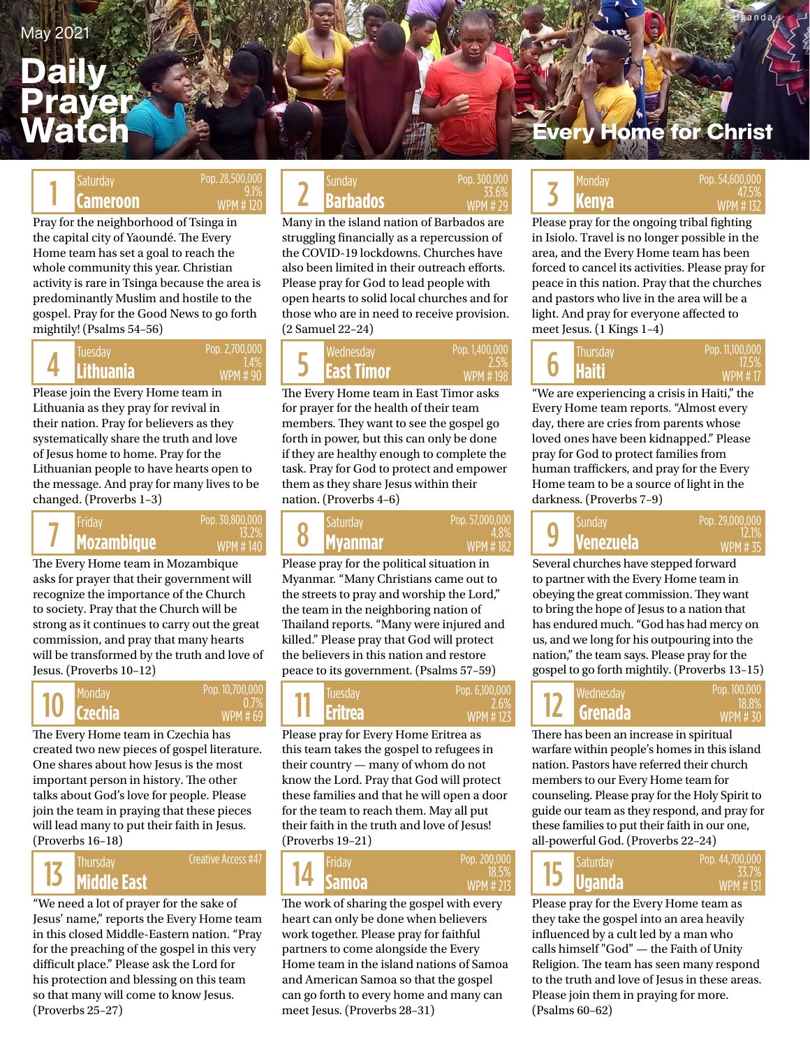May 2021

# Daily Prayer Watch

## Every Home for Christ

### 1 Saturday — Cameroon
Pop. 28,500,000 | 9.1% | WPM # 120

Pray for the neighborhood of Tsinga in the capital city of Yaoundé. The Every Home team has set a goal to reach the whole community this year. Christian activity is rare in Tsinga because the area is predominantly Muslim and hostile to the gospel. Pray for the Good News to go forth mightily! (Psalms 54–56)

### 2 Sunday — Barbados
Pop. 300,000 | 33.6% | WPM # 29

Many in the island nation of Barbados are struggling financially as a repercussion of the COVID-19 lockdowns. Churches have also been limited in their outreach efforts. Please pray for God to lead people with open hearts to solid local churches and for those who are in need to receive provision. (2 Samuel 22–24)

### 3 Monday — Kenya
Pop. 54,600,000 | 47.5% | WPM # 132

Please pray for the ongoing tribal fighting in Isiolo. Travel is no longer possible in the area, and the Every Home team has been forced to cancel its activities. Please pray for peace in this nation. Pray that the churches and pastors who live in the area will be a light. And pray for everyone affected to meet Jesus. (1 Kings 1–4)

### 4 Tuesday — Lithuania
Pop. 2,700,000 | 1.4% | WPM # 90

Please join the Every Home team in Lithuania as they pray for revival in their nation. Pray for believers as they systematically share the truth and love of Jesus home to home. Pray for the Lithuanian people to have hearts open to the message. And pray for many lives to be changed. (Proverbs 1–3)

### 5 Wednesday — East Timor
Pop. 1,400,000 | 2.5% | WPM # 198

The Every Home team in East Timor asks for prayer for the health of their team members. They want to see the gospel go forth in power, but this can only be done if they are healthy enough to complete the task. Pray for God to protect and empower them as they share Jesus within their nation. (Proverbs 4–6)

### 6 Thursday — Haiti
Pop. 11,100,000 | 17.5% | WPM # 17

"We are experiencing a crisis in Haiti," the Every Home team reports. "Almost every day, there are cries from parents whose loved ones have been kidnapped." Please pray for God to protect families from human traffickers, and pray for the Every Home team to be a source of light in the darkness. (Proverbs 7–9)

### 7 Friday — Mozambique
Pop. 30,800,000 | 13.2% | WPM # 140

The Every Home team in Mozambique asks for prayer that their government will recognize the importance of the Church to society. Pray that the Church will be strong as it continues to carry out the great commission, and pray that many hearts will be transformed by the truth and love of Jesus. (Proverbs 10–12)

### 8 Saturday — Myanmar
Pop. 57,000,000 | 4.8% | WPM # 182

Please pray for the political situation in Myanmar. "Many Christians came out to the streets to pray and worship the Lord," the team in the neighboring nation of Thailand reports. "Many were injured and killed." Please pray that God will protect the believers in this nation and restore peace to its government. (Psalms 57–59)

### 9 Sunday — Venezuela
Pop. 29,000,000 | 12.1% | WPM # 35

Several churches have stepped forward to partner with the Every Home team in obeying the great commission. They want to bring the hope of Jesus to a nation that has endured much. "God has had mercy on us, and we long for his outpouring into the nation," the team says. Please pray for the gospel to go forth mightily. (Proverbs 13–15)

### 10 Monday — Czechia
Pop. 10,700,000 | 0.7% | WPM # 69

The Every Home team in Czechia has created two new pieces of gospel literature. One shares about how Jesus is the most important person in history. The other talks about God's love for people. Please join the team in praying that these pieces will lead many to put their faith in Jesus. (Proverbs 16–18)

### 11 Tuesday — Eritrea
Pop. 6,100,000 | 2.6% | WPM # 123

Please pray for Every Home Eritrea as this team takes the gospel to refugees in their country — many of whom do not know the Lord. Pray that God will protect these families and that he will open a door for the team to reach them. May all put their faith in the truth and love of Jesus! (Proverbs 19–21)

### 12 Wednesday — Grenada
Pop. 100,000 | 18.8% | WPM # 30

There has been an increase in spiritual warfare within people's homes in this island nation. Pastors have referred their church members to our Every Home team for counseling. Please pray for the Holy Spirit to guide our team as they respond, and pray for these families to put their faith in our one, all-powerful God. (Proverbs 22–24)

### 13 Thursday — Middle East
Creative Access #47

"We need a lot of prayer for the sake of Jesus' name," reports the Every Home team in this closed Middle-Eastern nation. "Pray for the preaching of the gospel in this very difficult place." Please ask the Lord for his protection and blessing on this team so that many will come to know Jesus. (Proverbs 25–27)

### 14 Friday — Samoa
Pop. 200,000 | 18.5% | WPM # 213

The work of sharing the gospel with every heart can only be done when believers work together. Please pray for faithful partners to come alongside the Every Home team in the island nations of Samoa and American Samoa so that the gospel can go forth to every home and many can meet Jesus. (Proverbs 28–31)

### 15 Saturday — Uganda
Pop. 44,700,000 | 33.7% | WPM # 131

Please pray for the Every Home team as they take the gospel into an area heavily influenced by a cult led by a man who calls himself "God" — the Faith of Unity Religion. The team has seen many respond to the truth and love of Jesus in these areas. Please join them in praying for more. (Psalms 60–62)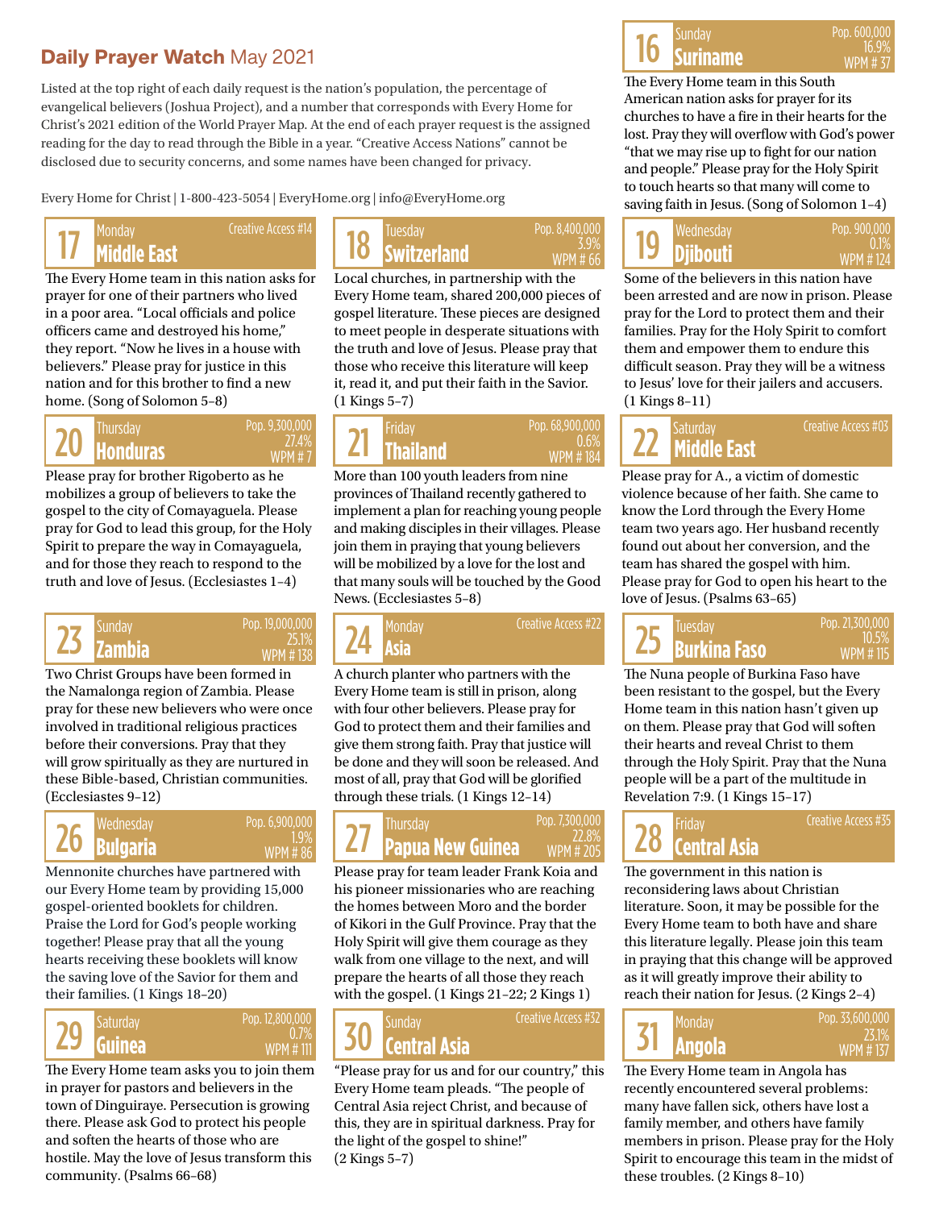# Daily Prayer Watch May 2021

Listed at the top right of each daily request is the nation's population, the percentage of evangelical believers (Joshua Project), and a number that corresponds with Every Home for Christ's 2021 edition of the World Prayer Map. At the end of each prayer request is the assigned reading for the day to read through the Bible in a year. "Creative Access Nations" cannot be disclosed due to security concerns, and some names have been changed for privacy.

Every Home for Christ | 1-800-423-5054 | EveryHome.org | info@EveryHome.org

## 16 Sunday — Suriname
Pop. 600,000 | 16.9% | WPM # 37

The Every Home team in this South American nation asks for prayer for its churches to have a fire in their hearts for the lost. Pray they will overflow with God's power "that we may rise up to fight for our nation and people." Please pray for the Holy Spirit to touch hearts so that many will come to saving faith in Jesus. (Song of Solomon 1–4)

## 17 Monday — Middle East
Creative Access #14

The Every Home team in this nation asks for prayer for one of their partners who lived in a poor area. "Local officials and police officers came and destroyed his home," they report. "Now he lives in a house with believers." Please pray for justice in this nation and for this brother to find a new home. (Song of Solomon 5–8)

## 18 Tuesday — Switzerland
Pop. 8,400,000 | 3.9% | WPM # 66

Local churches, in partnership with the Every Home team, shared 200,000 pieces of gospel literature. These pieces are designed to meet people in desperate situations with the truth and love of Jesus. Please pray that those who receive this literature will keep it, read it, and put their faith in the Savior. (1 Kings 5–7)

## 19 Wednesday — Djibouti
Pop. 900,000 | 0.1% | WPM # 124

Some of the believers in this nation have been arrested and are now in prison. Please pray for the Lord to protect them and their families. Pray for the Holy Spirit to comfort them and empower them to endure this difficult season. Pray they will be a witness to Jesus' love for their jailers and accusers. (1 Kings 8–11)

## 20 Thursday — Honduras
Pop. 9,300,000 | 27.4% | WPM # 7

Please pray for brother Rigoberto as he mobilizes a group of believers to take the gospel to the city of Comayaguela. Please pray for God to lead this group, for the Holy Spirit to prepare the way in Comayaguela, and for those they reach to respond to the truth and love of Jesus. (Ecclesiastes 1–4)

## 21 Friday — Thailand
Pop. 68,900,000 | 0.6% | WPM # 184

More than 100 youth leaders from nine provinces of Thailand recently gathered to implement a plan for reaching young people and making disciples in their villages. Please join them in praying that young believers will be mobilized by a love for the lost and that many souls will be touched by the Good News. (Ecclesiastes 5–8)

## 22 Saturday — Middle East
Creative Access #03

Please pray for A., a victim of domestic violence because of her faith. She came to know the Lord through the Every Home team two years ago. Her husband recently found out about her conversion, and the team has shared the gospel with him. Please pray for God to open his heart to the love of Jesus. (Psalms 63–65)

## 23 Sunday — Zambia
Pop. 19,000,000 | 25.1% | WPM # 138

Two Christ Groups have been formed in the Namalonga region of Zambia. Please pray for these new believers who were once involved in traditional religious practices before their conversions. Pray that they will grow spiritually as they are nurtured in these Bible-based, Christian communities. (Ecclesiastes 9–12)

## 24 Monday — Asia
Creative Access #22

A church planter who partners with the Every Home team is still in prison, along with four other believers. Please pray for God to protect them and their families and give them strong faith. Pray that justice will be done and they will soon be released. And most of all, pray that God will be glorified through these trials. (1 Kings 12–14)

## 25 Tuesday — Burkina Faso
Pop. 21,300,000 | 10.5% | WPM # 115

The Nuna people of Burkina Faso have been resistant to the gospel, but the Every Home team in this nation hasn't given up on them. Please pray that God will soften their hearts and reveal Christ to them through the Holy Spirit. Pray that the Nuna people will be a part of the multitude in Revelation 7:9. (1 Kings 15–17)

## 26 Wednesday — Bulgaria
Pop. 6,900,000 | 1.9% | WPM # 86

Mennonite churches have partnered with our Every Home team by providing 15,000 gospel-oriented booklets for children. Praise the Lord for God's people working together! Please pray that all the young hearts receiving these booklets will know the saving love of the Savior for them and their families. (1 Kings 18–20)

## 27 Thursday — Papua New Guinea
Pop. 7,300,000 | 22.8% | WPM # 205

Please pray for team leader Frank Koia and his pioneer missionaries who are reaching the homes between Moro and the border of Kikori in the Gulf Province. Pray that the Holy Spirit will give them courage as they walk from one village to the next, and will prepare the hearts of all those they reach with the gospel. (1 Kings 21–22; 2 Kings 1)

## 28 Friday — Central Asia
Creative Access #35

The government in this nation is reconsidering laws about Christian literature. Soon, it may be possible for the Every Home team to both have and share this literature legally. Please join this team in praying that this change will be approved as it will greatly improve their ability to reach their nation for Jesus. (2 Kings 2–4)

## 29 Saturday — Guinea
Pop. 12,800,000 | 0.7% | WPM # 111

The Every Home team asks you to join them in prayer for pastors and believers in the town of Dinguiraye. Persecution is growing there. Please ask God to protect his people and soften the hearts of those who are hostile. May the love of Jesus transform this community. (Psalms 66–68)

## 30 Sunday — Central Asia
Creative Access #32

"Please pray for us and for our country," this Every Home team pleads. "The people of Central Asia reject Christ, and because of this, they are in spiritual darkness. Pray for the light of the gospel to shine!" (2 Kings 5–7)

## 31 Monday — Angola
Pop. 33,600,000 | 23.1% | WPM # 137

The Every Home team in Angola has recently encountered several problems: many have fallen sick, others have lost a family member, and others have family members in prison. Please pray for the Holy Spirit to encourage this team in the midst of these troubles. (2 Kings 8–10)